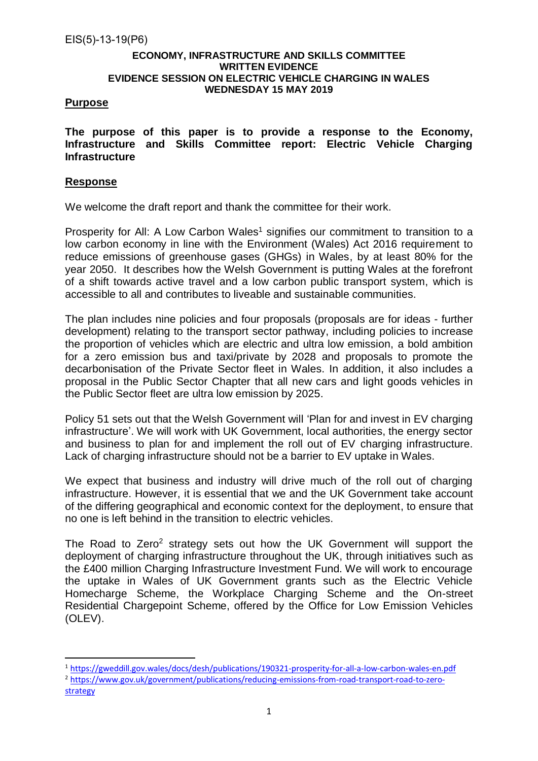EIS(5)-13-19(P6)

**ECONOMY, INFRASTRUCTURE AND SKILLS COMMITTEE**
**WRITTEN EVIDENCE**
**EVIDENCE SESSION ON ELECTRIC VEHICLE CHARGING IN WALES**
**WEDNESDAY 15 MAY 2019**

## Purpose

**The purpose of this paper is to provide a response to the Economy, Infrastructure and Skills Committee report: Electric Vehicle Charging Infrastructure**

## Response

We welcome the draft report and thank the committee for their work.

Prosperity for All: A Low Carbon Wales[1] signifies our commitment to transition to a low carbon economy in line with the Environment (Wales) Act 2016 requirement to reduce emissions of greenhouse gases (GHGs) in Wales, by at least 80% for the year 2050. It describes how the Welsh Government is putting Wales at the forefront of a shift towards active travel and a low carbon public transport system, which is accessible to all and contributes to liveable and sustainable communities.

The plan includes nine policies and four proposals (proposals are for ideas - further development) relating to the transport sector pathway, including policies to increase the proportion of vehicles which are electric and ultra low emission, a bold ambition for a zero emission bus and taxi/private by 2028 and proposals to promote the decarbonisation of the Private Sector fleet in Wales. In addition, it also includes a proposal in the Public Sector Chapter that all new cars and light goods vehicles in the Public Sector fleet are ultra low emission by 2025.

Policy 51 sets out that the Welsh Government will 'Plan for and invest in EV charging infrastructure'. We will work with UK Government, local authorities, the energy sector and business to plan for and implement the roll out of EV charging infrastructure. Lack of charging infrastructure should not be a barrier to EV uptake in Wales.

We expect that business and industry will drive much of the roll out of charging infrastructure. However, it is essential that we and the UK Government take account of the differing geographical and economic context for the deployment, to ensure that no one is left behind in the transition to electric vehicles.

The Road to Zero[2] strategy sets out how the UK Government will support the deployment of charging infrastructure throughout the UK, through initiatives such as the £400 million Charging Infrastructure Investment Fund. We will work to encourage the uptake in Wales of UK Government grants such as the Electric Vehicle Homecharge Scheme, the Workplace Charging Scheme and the On-street Residential Chargepoint Scheme, offered by the Office for Low Emission Vehicles (OLEV).

---

[1] https://gweddill.gov.wales/docs/desh/publications/190321-prosperity-for-all-a-low-carbon-wales-en.pdf

[2] https://www.gov.uk/government/publications/reducing-emissions-from-road-transport-road-to-zero-strategy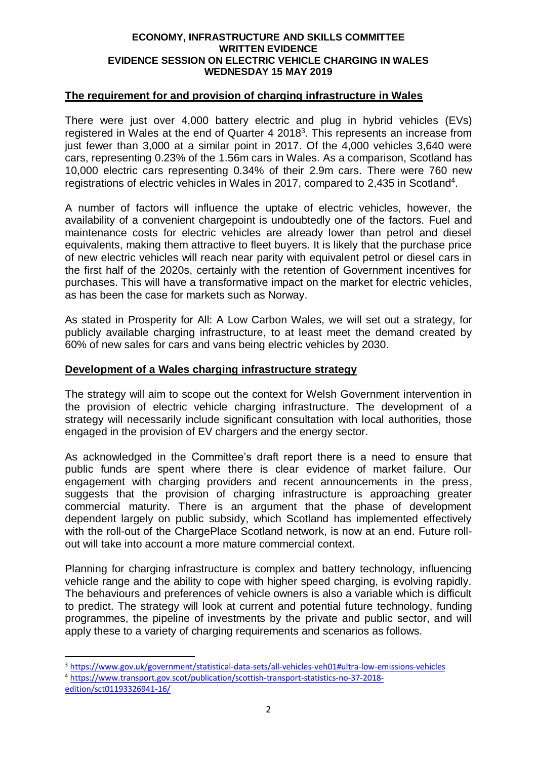**ECONOMY, INFRASTRUCTURE AND SKILLS COMMITTEE**
**WRITTEN EVIDENCE**
**EVIDENCE SESSION ON ELECTRIC VEHICLE CHARGING IN WALES**
**WEDNESDAY 15 MAY 2019**

## The requirement for and provision of charging infrastructure in Wales

There were just over 4,000 battery electric and plug in hybrid vehicles (EVs) registered in Wales at the end of Quarter 4 2018[3]. This represents an increase from just fewer than 3,000 at a similar point in 2017. Of the 4,000 vehicles 3,640 were cars, representing 0.23% of the 1.56m cars in Wales. As a comparison, Scotland has 10,000 electric cars representing 0.34% of their 2.9m cars. There were 760 new registrations of electric vehicles in Wales in 2017, compared to 2,435 in Scotland[4].

A number of factors will influence the uptake of electric vehicles, however, the availability of a convenient chargepoint is undoubtedly one of the factors. Fuel and maintenance costs for electric vehicles are already lower than petrol and diesel equivalents, making them attractive to fleet buyers. It is likely that the purchase price of new electric vehicles will reach near parity with equivalent petrol or diesel cars in the first half of the 2020s, certainly with the retention of Government incentives for purchases. This will have a transformative impact on the market for electric vehicles, as has been the case for markets such as Norway.

As stated in Prosperity for All: A Low Carbon Wales, we will set out a strategy, for publicly available charging infrastructure, to at least meet the demand created by 60% of new sales for cars and vans being electric vehicles by 2030.

## Development of a Wales charging infrastructure strategy

The strategy will aim to scope out the context for Welsh Government intervention in the provision of electric vehicle charging infrastructure. The development of a strategy will necessarily include significant consultation with local authorities, those engaged in the provision of EV chargers and the energy sector.

As acknowledged in the Committee's draft report there is a need to ensure that public funds are spent where there is clear evidence of market failure. Our engagement with charging providers and recent announcements in the press, suggests that the provision of charging infrastructure is approaching greater commercial maturity. There is an argument that the phase of development dependent largely on public subsidy, which Scotland has implemented effectively with the roll-out of the ChargePlace Scotland network, is now at an end. Future roll-out will take into account a more mature commercial context.

Planning for charging infrastructure is complex and battery technology, influencing vehicle range and the ability to cope with higher speed charging, is evolving rapidly. The behaviours and preferences of vehicle owners is also a variable which is difficult to predict. The strategy will look at current and potential future technology, funding programmes, the pipeline of investments by the private and public sector, and will apply these to a variety of charging requirements and scenarios as follows.

---

[3] https://www.gov.uk/government/statistical-data-sets/all-vehicles-veh01#ultra-low-emissions-vehicles

[4] https://www.transport.gov.scot/publication/scottish-transport-statistics-no-37-2018-edition/sct01193326941-16/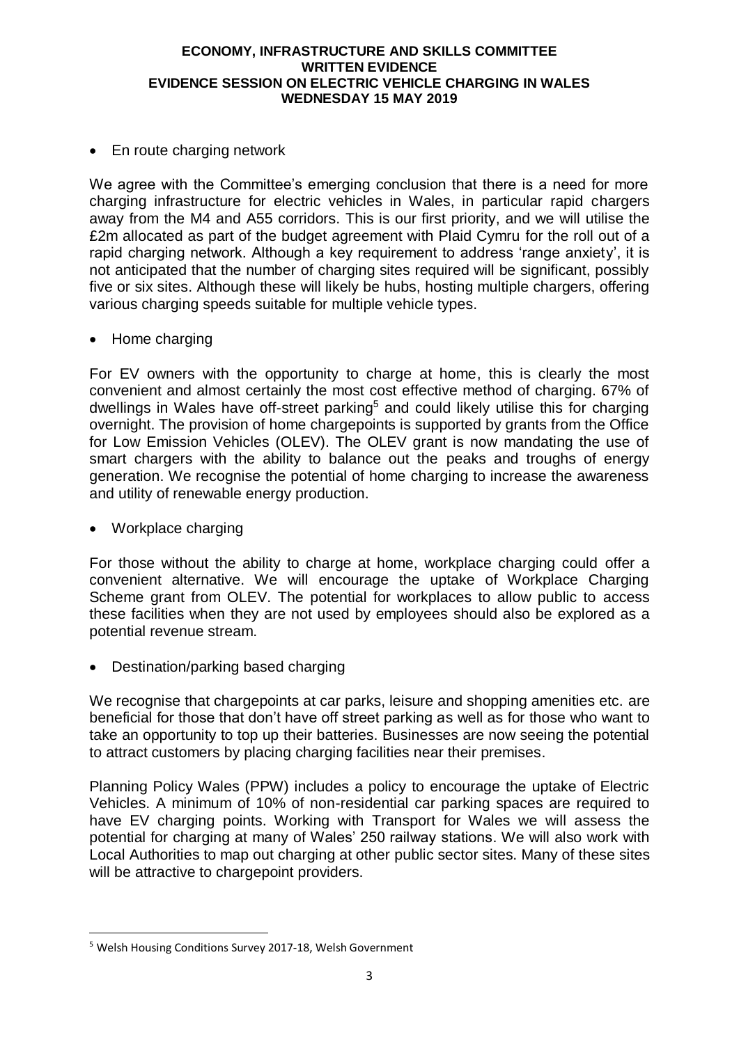- En route charging network

We agree with the Committee's emerging conclusion that there is a need for more charging infrastructure for electric vehicles in Wales, in particular rapid chargers away from the M4 and A55 corridors. This is our first priority, and we will utilise the £2m allocated as part of the budget agreement with Plaid Cymru for the roll out of a rapid charging network. Although a key requirement to address 'range anxiety', it is not anticipated that the number of charging sites required will be significant, possibly five or six sites. Although these will likely be hubs, hosting multiple chargers, offering various charging speeds suitable for multiple vehicle types.

- Home charging

For EV owners with the opportunity to charge at home, this is clearly the most convenient and almost certainly the most cost effective method of charging. 67% of dwellings in Wales have off-street parking[5] and could likely utilise this for charging overnight. The provision of home chargepoints is supported by grants from the Office for Low Emission Vehicles (OLEV). The OLEV grant is now mandating the use of smart chargers with the ability to balance out the peaks and troughs of energy generation. We recognise the potential of home charging to increase the awareness and utility of renewable energy production.

- Workplace charging

For those without the ability to charge at home, workplace charging could offer a convenient alternative. We will encourage the uptake of Workplace Charging Scheme grant from OLEV. The potential for workplaces to allow public to access these facilities when they are not used by employees should also be explored as a potential revenue stream.

- Destination/parking based charging

We recognise that chargepoints at car parks, leisure and shopping amenities etc. are beneficial for those that don't have off street parking as well as for those who want to take an opportunity to top up their batteries. Businesses are now seeing the potential to attract customers by placing charging facilities near their premises.

Planning Policy Wales (PPW) includes a policy to encourage the uptake of Electric Vehicles. A minimum of 10% of non-residential car parking spaces are required to have EV charging points. Working with Transport for Wales we will assess the potential for charging at many of Wales' 250 railway stations. We will also work with Local Authorities to map out charging at other public sector sites. Many of these sites will be attractive to chargepoint providers.

[5] Welsh Housing Conditions Survey 2017-18, Welsh Government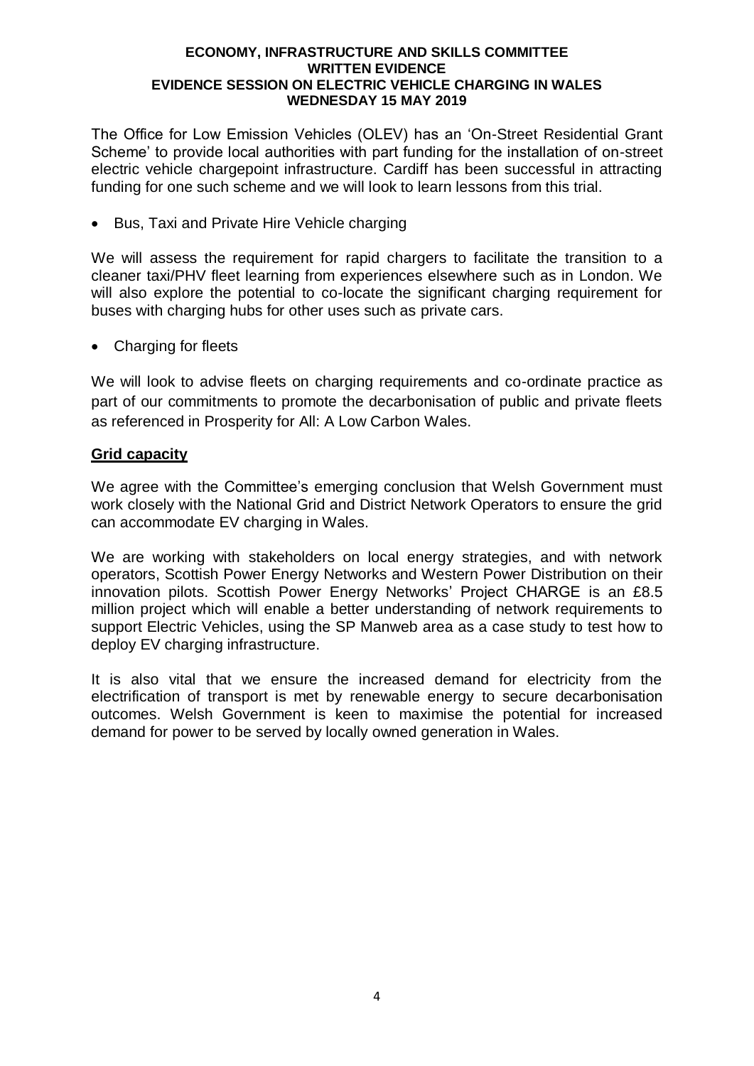The Office for Low Emission Vehicles (OLEV) has an 'On-Street Residential Grant Scheme' to provide local authorities with part funding for the installation of on-street electric vehicle chargepoint infrastructure. Cardiff has been successful in attracting funding for one such scheme and we will look to learn lessons from this trial.

- Bus, Taxi and Private Hire Vehicle charging

We will assess the requirement for rapid chargers to facilitate the transition to a cleaner taxi/PHV fleet learning from experiences elsewhere such as in London. We will also explore the potential to co-locate the significant charging requirement for buses with charging hubs for other uses such as private cars.

- Charging for fleets

We will look to advise fleets on charging requirements and co-ordinate practice as part of our commitments to promote the decarbonisation of public and private fleets as referenced in Prosperity for All: A Low Carbon Wales.

## Grid capacity

We agree with the Committee's emerging conclusion that Welsh Government must work closely with the National Grid and District Network Operators to ensure the grid can accommodate EV charging in Wales.

We are working with stakeholders on local energy strategies, and with network operators, Scottish Power Energy Networks and Western Power Distribution on their innovation pilots. Scottish Power Energy Networks' Project CHARGE is an £8.5 million project which will enable a better understanding of network requirements to support Electric Vehicles, using the SP Manweb area as a case study to test how to deploy EV charging infrastructure.

It is also vital that we ensure the increased demand for electricity from the electrification of transport is met by renewable energy to secure decarbonisation outcomes. Welsh Government is keen to maximise the potential for increased demand for power to be served by locally owned generation in Wales.